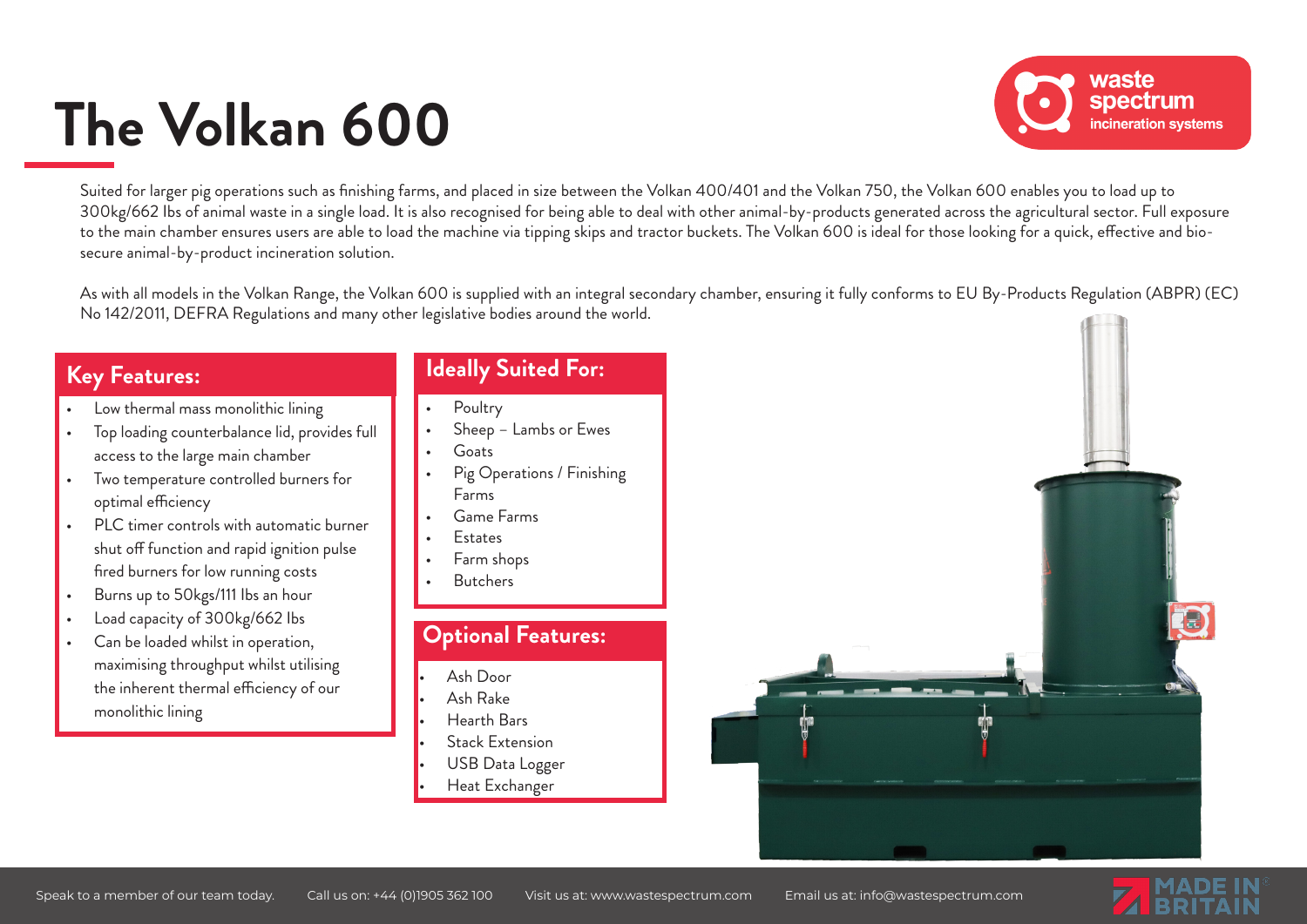# The Volkan 600

Suited for larger pig operations such as finishing farms, and placed in size between the Volkan 400/401 and the Volkan 750, the Volkan 600 enables you to load up to 300kg/662 lbs of animal waste in a single load. It is also recognised for being able to deal with other animal-by-products generated across the agricultural sector. Full exposure to the main chamber ensures users are able to load the machine via tipping skips and tractor buckets. The Volkan 600 is ideal for those looking for a quick, effective and bio-secure animal-by-product incineration solution.

As with all models in the Volkan Range, the Volkan 600 is supplied with an integral secondary chamber, ensuring it fully conforms to EU By-Products Regulation (ABPR) (EC) No 142/2011, DEFRA Regulations and many other legislative bodies around the world.

## Key Features:

- Low thermal mass monolithic lining
- Top loading counterbalance lid, provides full access to the large main chamber
- Two temperature controlled burners for optimal efficiency
- PLC timer controls with automatic burner shut off function and rapid ignition pulse fired burners for low running costs
- Burns up to 50kgs/111 lbs an hour
- Load capacity of 300kg/662 lbs
- Can be loaded whilst in operation, maximising throughput whilst utilising the inherent thermal efficiency of our monolithic lining

## Ideally Suited For:

- Poultry
- Sheep – Lambs or Ewes
- Goats
- Pig Operations / Finishing Farms
- Game Farms
- Estates
- Farm shops
- Butchers

## Optional Features:

- Ash Door
- Ash Rake
- Hearth Bars
- Stack Extension
- USB Data Logger
- Heat Exchanger

Speak to a member of our team today. Call us on: +44 (0)1905 362 100 Visit us at: www.wastespectrum.com Email us at: info@wastespectrum.com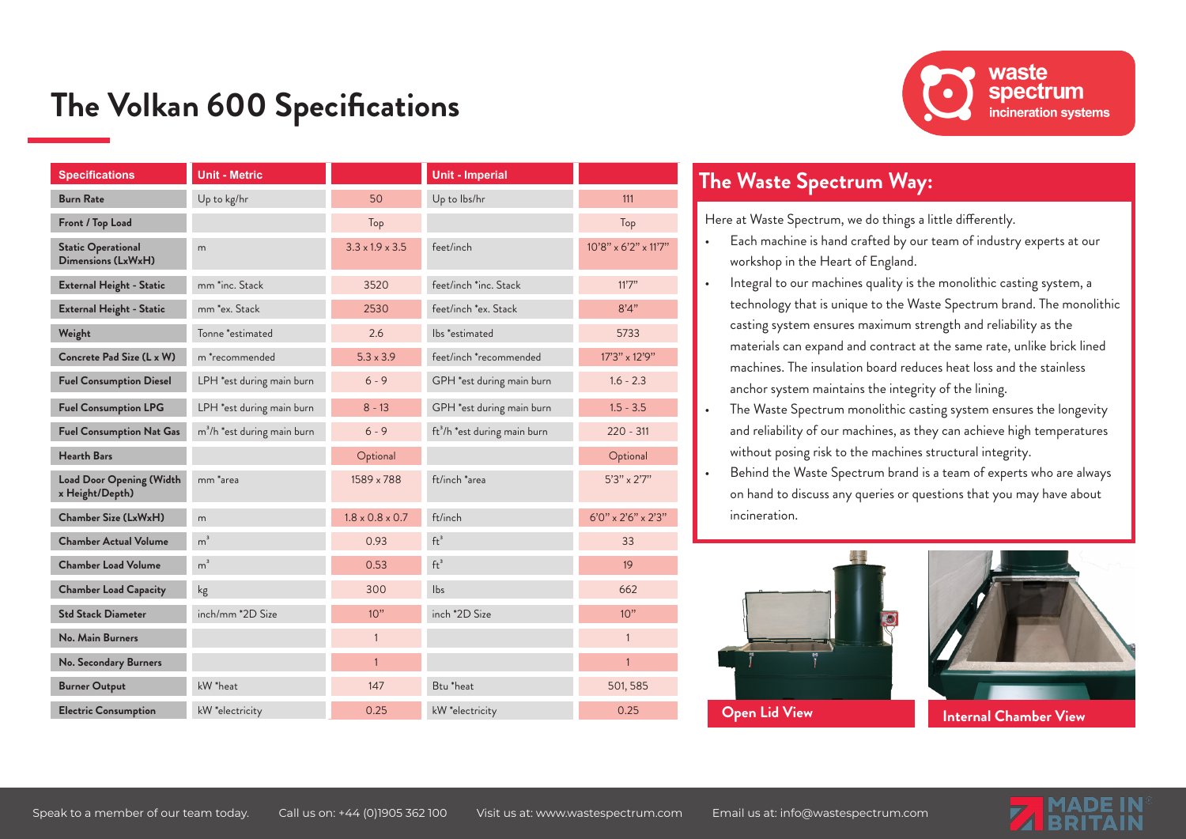# The Volkan 600 Specifications

| Specifications | Unit - Metric | | Unit - Imperial | |
|---|---|---|---|---|
| Burn Rate | Up to kg/hr | 50 | Up to lbs/hr | 111 |
| Front / Top Load | | Top | | Top |
| Static Operational Dimensions (LxWxH) | m | 3.3 x 1.9 x 3.5 | feet/inch | 10'8" x 6'2" x 11'7" |
| External Height - Static | mm *inc. Stack | 3520 | feet/inch *inc. Stack | 11'7" |
| External Height - Static | mm *ex. Stack | 2530 | feet/inch *ex. Stack | 8'4" |
| Weight | Tonne *estimated | 2.6 | lbs *estimated | 5733 |
| Concrete Pad Size (L x W) | m *recommended | 5.3 x 3.9 | feet/inch *recommended | 17'3" x 12'9" |
| Fuel Consumption Diesel | LPH *est during main burn | 6 - 9 | GPH *est during main burn | 1.6 - 2.3 |
| Fuel Consumption LPG | LPH *est during main burn | 8 - 13 | GPH *est during main burn | 1.5 - 3.5 |
| Fuel Consumption Nat Gas | $m^3$/h *est during main burn | 6 - 9 | $ft^3$/h *est during main burn | 220 - 311 |
| Hearth Bars | | Optional | | Optional |
| Load Door Opening (Width x Height/Depth) | mm *area | 1589 x 788 | ft/inch *area | 5'3" x 2'7" |
| Chamber Size (LxWxH) | m | 1.8 x 0.8 x 0.7 | ft/inch | 6'0" x 2'6" x 2'3" |
| Chamber Actual Volume | $m^3$ | 0.93 | $ft^3$ | 33 |
| Chamber Load Volume | $m^3$ | 0.53 | $ft^3$ | 19 |
| Chamber Load Capacity | kg | 300 | lbs | 662 |
| Std Stack Diameter | inch/mm *2D Size | 10" | inch *2D Size | 10" |
| No. Main Burners | | 1 | | 1 |
| No. Secondary Burners | | 1 | | 1 |
| Burner Output | kW *heat | 147 | Btu *heat | 501, 585 |
| Electric Consumption | kW *electricity | 0.25 | kW *electricity | 0.25 |

## The Waste Spectrum Way:

Here at Waste Spectrum, we do things a little differently.

- Each machine is hand crafted by our team of industry experts at our workshop in the Heart of England.
- Integral to our machines quality is the monolithic casting system, a technology that is unique to the Waste Spectrum brand. The monolithic casting system ensures maximum strength and reliability as the materials can expand and contract at the same rate, unlike brick lined machines. The insulation board reduces heat loss and the stainless anchor system maintains the integrity of the lining.
- The Waste Spectrum monolithic casting system ensures the longevity and reliability of our machines, as they can achieve high temperatures without posing risk to the machines structural integrity.
- Behind the Waste Spectrum brand is a team of experts who are always on hand to discuss any queries or questions that you may have about incineration.

Open Lid View

Internal Chamber View

Speak to a member of our team today. Call us on: +44 (0)1905 362 100 Visit us at: www.wastespectrum.com Email us at: info@wastespectrum.com